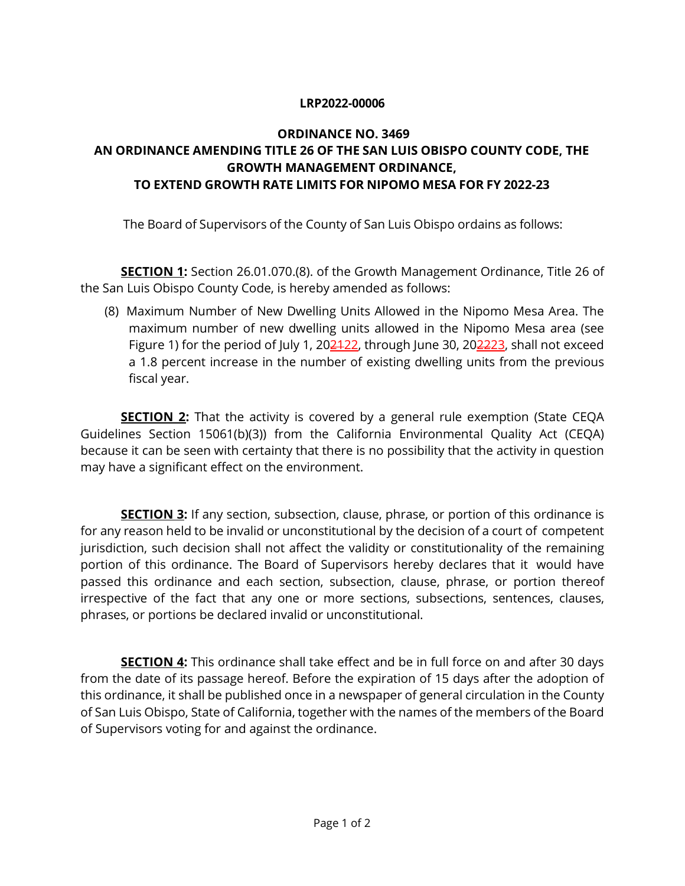**LRP2022-00006**

# ORDINANCE NO. 3469

## AN ORDINANCE AMENDING TITLE 26 OF THE SAN LUIS OBISPO COUNTY CODE, THE GROWTH MANAGEMENT ORDINANCE, TO EXTEND GROWTH RATE LIMITS FOR NIPOMO MESA FOR FY 2022-23

The Board of Supervisors of the County of San Luis Obispo ordains as follows:

**SECTION 1:** Section 26.01.070.(8). of the Growth Management Ordinance, Title 26 of the San Luis Obispo County Code, is hereby amended as follows:

(8) Maximum Number of New Dwelling Units Allowed in the Nipomo Mesa Area. The maximum number of new dwelling units allowed in the Nipomo Mesa area (see Figure 1) for the period of July 1, 20~~21~~<u>22</u>, through June 30, 20~~22~~<u>23</u>, shall not exceed a 1.8 percent increase in the number of existing dwelling units from the previous fiscal year.

**SECTION 2:** That the activity is covered by a general rule exemption (State CEQA Guidelines Section 15061(b)(3)) from the California Environmental Quality Act (CEQA) because it can be seen with certainty that there is no possibility that the activity in question may have a significant effect on the environment.

**SECTION 3:** If any section, subsection, clause, phrase, or portion of this ordinance is for any reason held to be invalid or unconstitutional by the decision of a court of competent jurisdiction, such decision shall not affect the validity or constitutionality of the remaining portion of this ordinance. The Board of Supervisors hereby declares that it would have passed this ordinance and each section, subsection, clause, phrase, or portion thereof irrespective of the fact that any one or more sections, subsections, sentences, clauses, phrases, or portions be declared invalid or unconstitutional.

**SECTION 4:** This ordinance shall take effect and be in full force on and after 30 days from the date of its passage hereof. Before the expiration of 15 days after the adoption of this ordinance, it shall be published once in a newspaper of general circulation in the County of San Luis Obispo, State of California, together with the names of the members of the Board of Supervisors voting for and against the ordinance.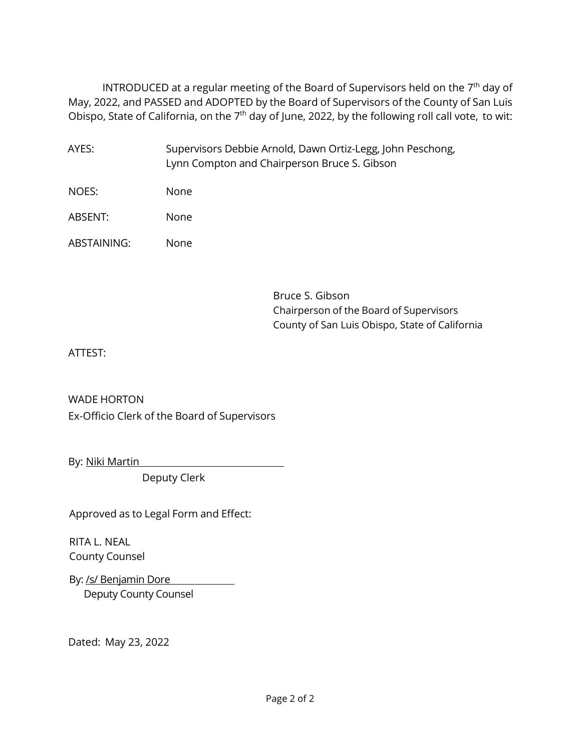INTRODUCED at a regular meeting of the Board of Supervisors held on the 7th day of May, 2022, and PASSED and ADOPTED by the Board of Supervisors of the County of San Luis Obispo, State of California, on the 7th day of June, 2022, by the following roll call vote, to wit:

AYES: Supervisors Debbie Arnold, Dawn Ortiz-Legg, John Peschong, Lynn Compton and Chairperson Bruce S. Gibson

NOES: None

ABSENT: None

ABSTAINING: None

Bruce S. Gibson
Chairperson of the Board of Supervisors
County of San Luis Obispo, State of California

ATTEST:

WADE HORTON
Ex-Officio Clerk of the Board of Supervisors

By: Niki Martin
Deputy Clerk

Approved as to Legal Form and Effect:

RITA L. NEAL
County Counsel

By: /s/ Benjamin Dore
Deputy County Counsel

Dated: May 23, 2022